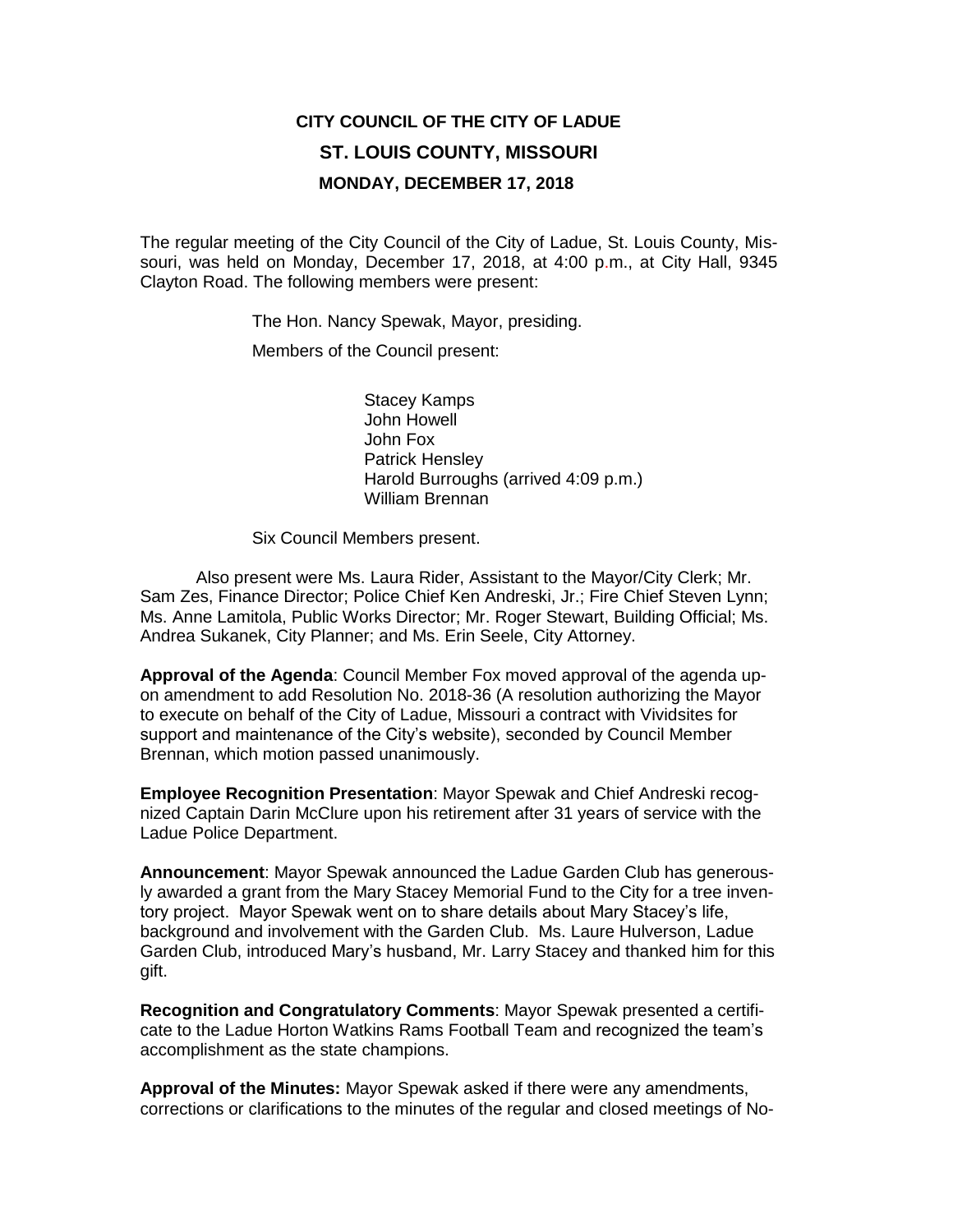# CITY COUNCIL OF THE CITY OF LADUE
## ST. LOUIS COUNTY, MISSOURI
## MONDAY, DECEMBER 17, 2018

The regular meeting of the City Council of the City of Ladue, St. Louis County, Missouri, was held on Monday, December 17, 2018, at 4:00 p.m., at City Hall, 9345 Clayton Road. The following members were present:

The Hon. Nancy Spewak, Mayor, presiding.

Members of the Council present:

Stacey Kamps
John Howell
John Fox
Patrick Hensley
Harold Burroughs (arrived 4:09 p.m.)
William Brennan

Six Council Members present.

Also present were Ms. Laura Rider, Assistant to the Mayor/City Clerk; Mr. Sam Zes, Finance Director; Police Chief Ken Andreski, Jr.; Fire Chief Steven Lynn; Ms. Anne Lamitola, Public Works Director; Mr. Roger Stewart, Building Official; Ms. Andrea Sukanek, City Planner; and Ms. Erin Seele, City Attorney.

**Approval of the Agenda**: Council Member Fox moved approval of the agenda upon amendment to add Resolution No. 2018-36 (A resolution authorizing the Mayor to execute on behalf of the City of Ladue, Missouri a contract with Vividsites for support and maintenance of the City's website), seconded by Council Member Brennan, which motion passed unanimously.

**Employee Recognition Presentation**: Mayor Spewak and Chief Andreski recognized Captain Darin McClure upon his retirement after 31 years of service with the Ladue Police Department.

**Announcement**: Mayor Spewak announced the Ladue Garden Club has generously awarded a grant from the Mary Stacey Memorial Fund to the City for a tree inventory project. Mayor Spewak went on to share details about Mary Stacey's life, background and involvement with the Garden Club. Ms. Laure Hulverson, Ladue Garden Club, introduced Mary's husband, Mr. Larry Stacey and thanked him for this gift.

**Recognition and Congratulatory Comments**: Mayor Spewak presented a certificate to the Ladue Horton Watkins Rams Football Team and recognized the team's accomplishment as the state champions.

**Approval of the Minutes:** Mayor Spewak asked if there were any amendments, corrections or clarifications to the minutes of the regular and closed meetings of No-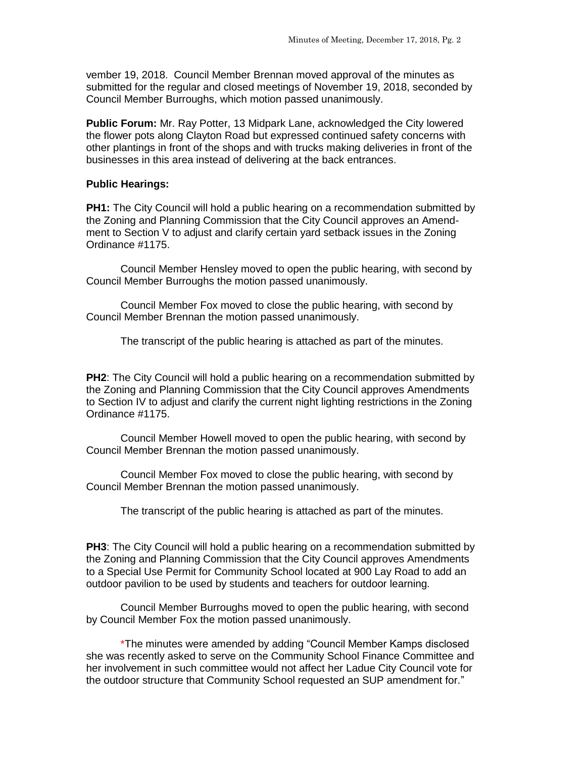vember 19, 2018. Council Member Brennan moved approval of the minutes as submitted for the regular and closed meetings of November 19, 2018, seconded by Council Member Burroughs, which motion passed unanimously.

**Public Forum:** Mr. Ray Potter, 13 Midpark Lane, acknowledged the City lowered the flower pots along Clayton Road but expressed continued safety concerns with other plantings in front of the shops and with trucks making deliveries in front of the businesses in this area instead of delivering at the back entrances.

**Public Hearings:**

**PH1:** The City Council will hold a public hearing on a recommendation submitted by the Zoning and Planning Commission that the City Council approves an Amendment to Section V to adjust and clarify certain yard setback issues in the Zoning Ordinance #1175.

Council Member Hensley moved to open the public hearing, with second by Council Member Burroughs the motion passed unanimously.

Council Member Fox moved to close the public hearing, with second by Council Member Brennan the motion passed unanimously.

The transcript of the public hearing is attached as part of the minutes.

**PH2**: The City Council will hold a public hearing on a recommendation submitted by the Zoning and Planning Commission that the City Council approves Amendments to Section IV to adjust and clarify the current night lighting restrictions in the Zoning Ordinance #1175.

Council Member Howell moved to open the public hearing, with second by Council Member Brennan the motion passed unanimously.

Council Member Fox moved to close the public hearing, with second by Council Member Brennan the motion passed unanimously.

The transcript of the public hearing is attached as part of the minutes.

**PH3**: The City Council will hold a public hearing on a recommendation submitted by the Zoning and Planning Commission that the City Council approves Amendments to a Special Use Permit for Community School located at 900 Lay Road to add an outdoor pavilion to be used by students and teachers for outdoor learning.

Council Member Burroughs moved to open the public hearing, with second by Council Member Fox the motion passed unanimously.

*The minutes were amended by adding "Council Member Kamps disclosed she was recently asked to serve on the Community School Finance Committee and her involvement in such committee would not affect her Ladue City Council vote for the outdoor structure that Community School requested an SUP amendment for."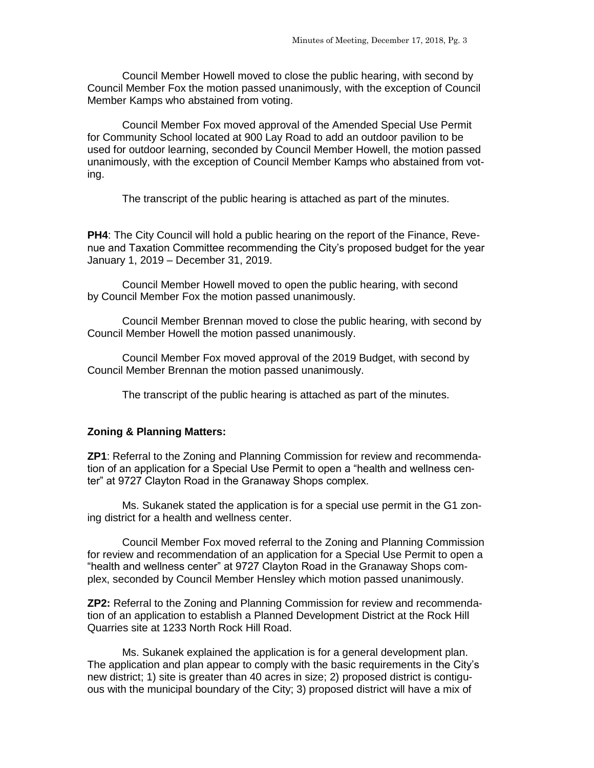Council Member Howell moved to close the public hearing, with second by Council Member Fox the motion passed unanimously, with the exception of Council Member Kamps who abstained from voting.

Council Member Fox moved approval of the Amended Special Use Permit for Community School located at 900 Lay Road to add an outdoor pavilion to be used for outdoor learning, seconded by Council Member Howell, the motion passed unanimously, with the exception of Council Member Kamps who abstained from voting.

The transcript of the public hearing is attached as part of the minutes.

**PH4**: The City Council will hold a public hearing on the report of the Finance, Revenue and Taxation Committee recommending the City's proposed budget for the year January 1, 2019 – December 31, 2019.

Council Member Howell moved to open the public hearing, with second by Council Member Fox the motion passed unanimously.

Council Member Brennan moved to close the public hearing, with second by Council Member Howell the motion passed unanimously.

Council Member Fox moved approval of the 2019 Budget, with second by Council Member Brennan the motion passed unanimously.

The transcript of the public hearing is attached as part of the minutes.

**Zoning & Planning Matters:**

**ZP1**: Referral to the Zoning and Planning Commission for review and recommendation of an application for a Special Use Permit to open a "health and wellness center" at 9727 Clayton Road in the Granaway Shops complex.

Ms. Sukanek stated the application is for a special use permit in the G1 zoning district for a health and wellness center.

Council Member Fox moved referral to the Zoning and Planning Commission for review and recommendation of an application for a Special Use Permit to open a "health and wellness center" at 9727 Clayton Road in the Granaway Shops complex, seconded by Council Member Hensley which motion passed unanimously.

**ZP2:** Referral to the Zoning and Planning Commission for review and recommendation of an application to establish a Planned Development District at the Rock Hill Quarries site at 1233 North Rock Hill Road.

Ms. Sukanek explained the application is for a general development plan. The application and plan appear to comply with the basic requirements in the City's new district; 1) site is greater than 40 acres in size; 2) proposed district is contiguous with the municipal boundary of the City; 3) proposed district will have a mix of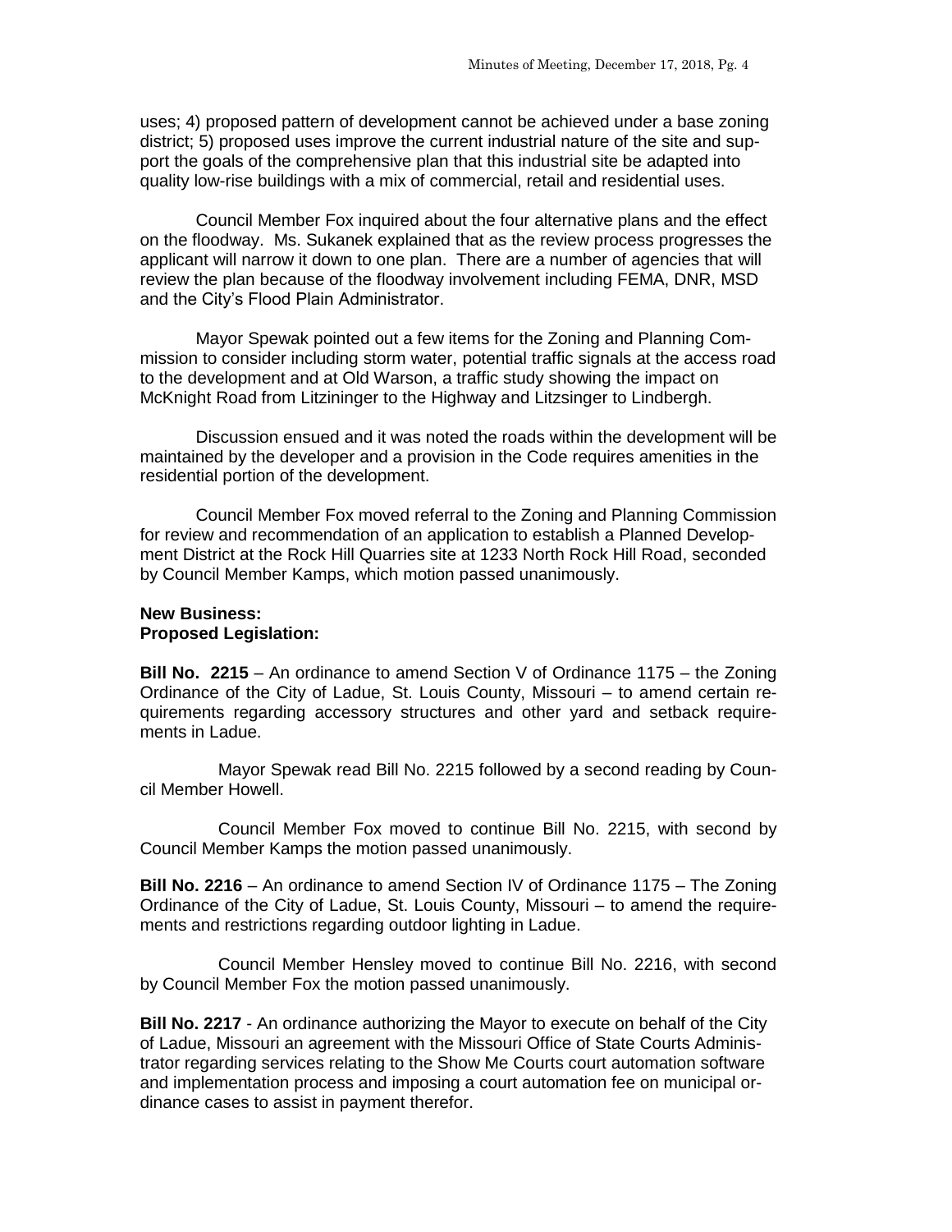uses; 4) proposed pattern of development cannot be achieved under a base zoning district; 5) proposed uses improve the current industrial nature of the site and support the goals of the comprehensive plan that this industrial site be adapted into quality low-rise buildings with a mix of commercial, retail and residential uses.

Council Member Fox inquired about the four alternative plans and the effect on the floodway. Ms. Sukanek explained that as the review process progresses the applicant will narrow it down to one plan. There are a number of agencies that will review the plan because of the floodway involvement including FEMA, DNR, MSD and the City's Flood Plain Administrator.

Mayor Spewak pointed out a few items for the Zoning and Planning Commission to consider including storm water, potential traffic signals at the access road to the development and at Old Warson, a traffic study showing the impact on McKnight Road from Litzininger to the Highway and Litzsinger to Lindbergh.

Discussion ensued and it was noted the roads within the development will be maintained by the developer and a provision in the Code requires amenities in the residential portion of the development.

Council Member Fox moved referral to the Zoning and Planning Commission for review and recommendation of an application to establish a Planned Development District at the Rock Hill Quarries site at 1233 North Rock Hill Road, seconded by Council Member Kamps, which motion passed unanimously.

**New Business:**
**Proposed Legislation:**

**Bill No. 2215** – An ordinance to amend Section V of Ordinance 1175 – the Zoning Ordinance of the City of Ladue, St. Louis County, Missouri – to amend certain requirements regarding accessory structures and other yard and setback requirements in Ladue.

Mayor Spewak read Bill No. 2215 followed by a second reading by Council Member Howell.

Council Member Fox moved to continue Bill No. 2215, with second by Council Member Kamps the motion passed unanimously.

**Bill No. 2216** – An ordinance to amend Section IV of Ordinance 1175 – The Zoning Ordinance of the City of Ladue, St. Louis County, Missouri – to amend the requirements and restrictions regarding outdoor lighting in Ladue.

Council Member Hensley moved to continue Bill No. 2216, with second by Council Member Fox the motion passed unanimously.

**Bill No. 2217** - An ordinance authorizing the Mayor to execute on behalf of the City of Ladue, Missouri an agreement with the Missouri Office of State Courts Administrator regarding services relating to the Show Me Courts court automation software and implementation process and imposing a court automation fee on municipal ordinance cases to assist in payment therefor.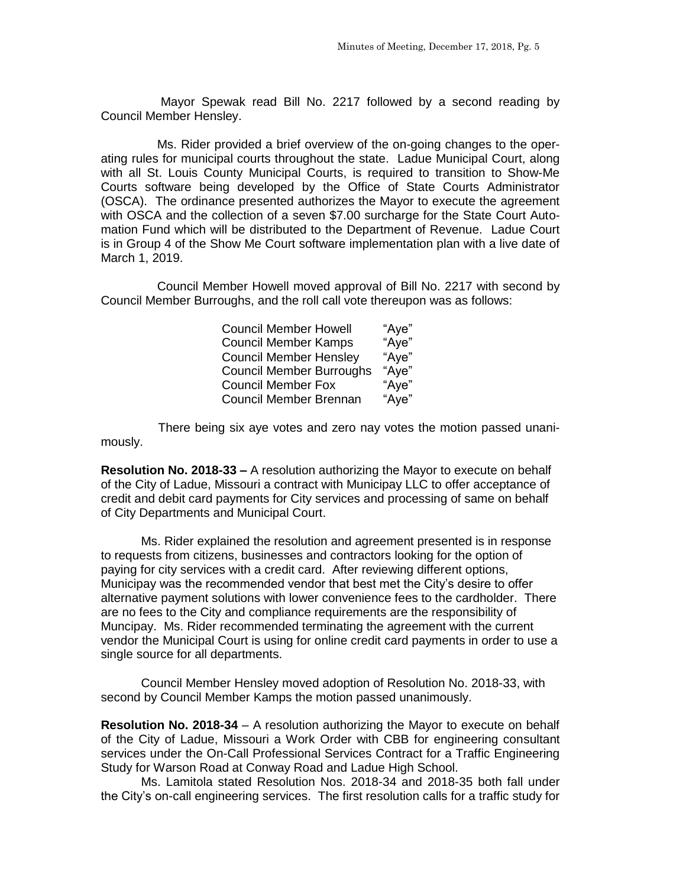Mayor Spewak read Bill No. 2217 followed by a second reading by Council Member Hensley.

Ms. Rider provided a brief overview of the on-going changes to the operating rules for municipal courts throughout the state. Ladue Municipal Court, along with all St. Louis County Municipal Courts, is required to transition to Show-Me Courts software being developed by the Office of State Courts Administrator (OSCA). The ordinance presented authorizes the Mayor to execute the agreement with OSCA and the collection of a seven $7.00 surcharge for the State Court Automation Fund which will be distributed to the Department of Revenue. Ladue Court is in Group 4 of the Show Me Court software implementation plan with a live date of March 1, 2019.

Council Member Howell moved approval of Bill No. 2217 with second by Council Member Burroughs, and the roll call vote thereupon was as follows:

| | |
|---|---|
| Council Member Howell | "Aye" |
| Council Member Kamps | "Aye" |
| Council Member Hensley | "Aye" |
| Council Member Burroughs | "Aye" |
| Council Member Fox | "Aye" |
| Council Member Brennan | "Aye" |

There being six aye votes and zero nay votes the motion passed unanimously.

**Resolution No. 2018-33 –** A resolution authorizing the Mayor to execute on behalf of the City of Ladue, Missouri a contract with Municipay LLC to offer acceptance of credit and debit card payments for City services and processing of same on behalf of City Departments and Municipal Court.

Ms. Rider explained the resolution and agreement presented is in response to requests from citizens, businesses and contractors looking for the option of paying for city services with a credit card. After reviewing different options, Municipay was the recommended vendor that best met the City's desire to offer alternative payment solutions with lower convenience fees to the cardholder. There are no fees to the City and compliance requirements are the responsibility of Muncipay. Ms. Rider recommended terminating the agreement with the current vendor the Municipal Court is using for online credit card payments in order to use a single source for all departments.

Council Member Hensley moved adoption of Resolution No. 2018-33, with second by Council Member Kamps the motion passed unanimously.

**Resolution No. 2018-34** – A resolution authorizing the Mayor to execute on behalf of the City of Ladue, Missouri a Work Order with CBB for engineering consultant services under the On-Call Professional Services Contract for a Traffic Engineering Study for Warson Road at Conway Road and Ladue High School.

Ms. Lamitola stated Resolution Nos. 2018-34 and 2018-35 both fall under the City's on-call engineering services. The first resolution calls for a traffic study for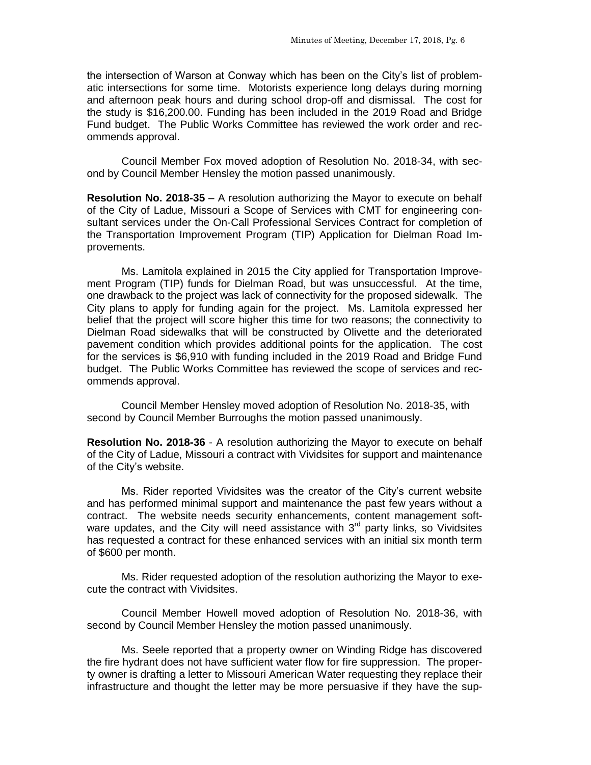the intersection of Warson at Conway which has been on the City's list of problematic intersections for some time. Motorists experience long delays during morning and afternoon peak hours and during school drop-off and dismissal. The cost for the study is $16,200.00. Funding has been included in the 2019 Road and Bridge Fund budget. The Public Works Committee has reviewed the work order and recommends approval.

Council Member Fox moved adoption of Resolution No. 2018-34, with second by Council Member Hensley the motion passed unanimously.

**Resolution No. 2018-35** – A resolution authorizing the Mayor to execute on behalf of the City of Ladue, Missouri a Scope of Services with CMT for engineering consultant services under the On-Call Professional Services Contract for completion of the Transportation Improvement Program (TIP) Application for Dielman Road Improvements.

Ms. Lamitola explained in 2015 the City applied for Transportation Improvement Program (TIP) funds for Dielman Road, but was unsuccessful. At the time, one drawback to the project was lack of connectivity for the proposed sidewalk. The City plans to apply for funding again for the project. Ms. Lamitola expressed her belief that the project will score higher this time for two reasons; the connectivity to Dielman Road sidewalks that will be constructed by Olivette and the deteriorated pavement condition which provides additional points for the application. The cost for the services is $6,910 with funding included in the 2019 Road and Bridge Fund budget. The Public Works Committee has reviewed the scope of services and recommends approval.

Council Member Hensley moved adoption of Resolution No. 2018-35, with second by Council Member Burroughs the motion passed unanimously.

**Resolution No. 2018-36** - A resolution authorizing the Mayor to execute on behalf of the City of Ladue, Missouri a contract with Vividsites for support and maintenance of the City's website.

Ms. Rider reported Vividsites was the creator of the City's current website and has performed minimal support and maintenance the past few years without a contract. The website needs security enhancements, content management software updates, and the City will need assistance with 3rd party links, so Vividsites has requested a contract for these enhanced services with an initial six month term of $600 per month.

Ms. Rider requested adoption of the resolution authorizing the Mayor to execute the contract with Vividsites.

Council Member Howell moved adoption of Resolution No. 2018-36, with second by Council Member Hensley the motion passed unanimously.

Ms. Seele reported that a property owner on Winding Ridge has discovered the fire hydrant does not have sufficient water flow for fire suppression. The property owner is drafting a letter to Missouri American Water requesting they replace their infrastructure and thought the letter may be more persuasive if they have the sup-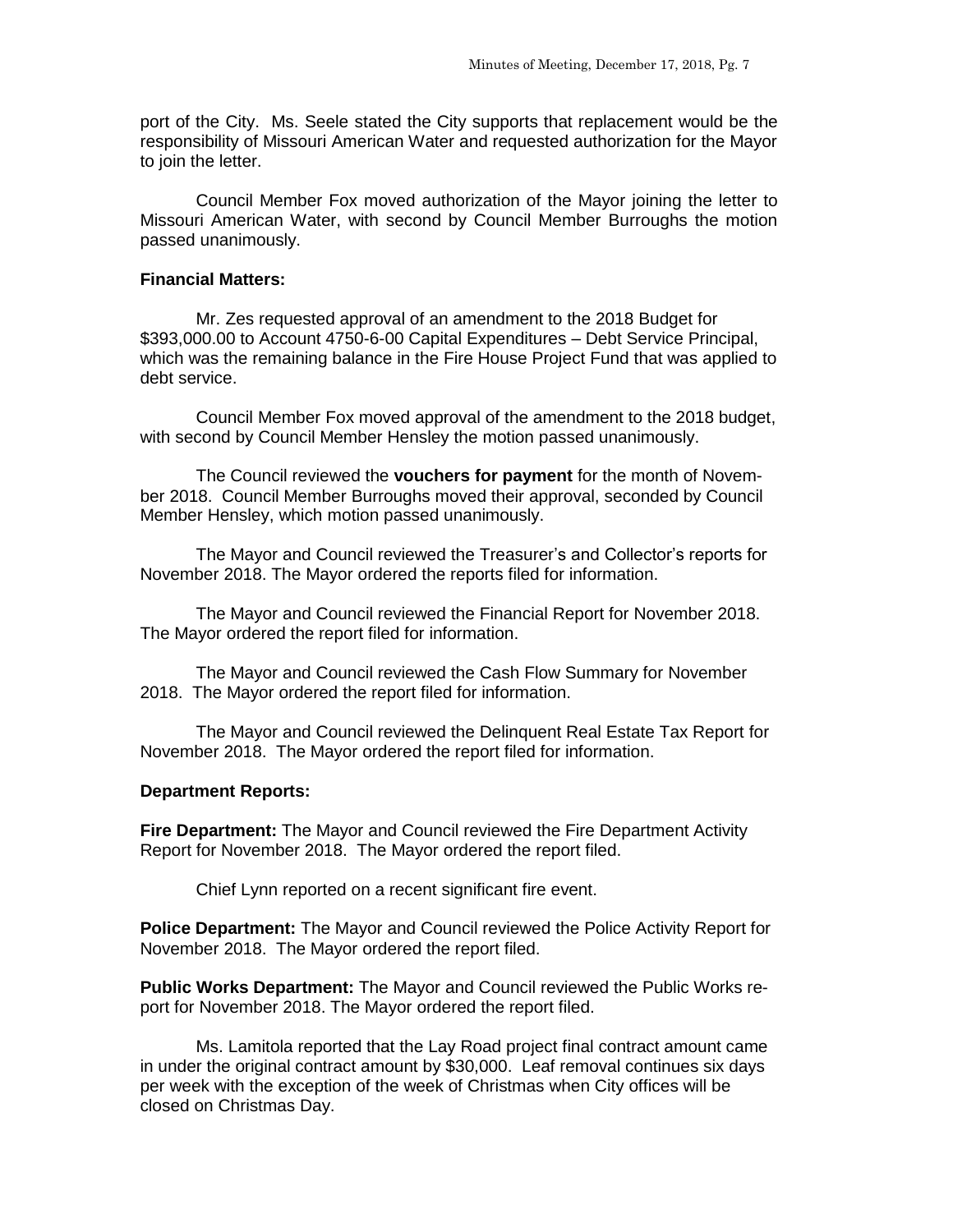port of the City. Ms. Seele stated the City supports that replacement would be the responsibility of Missouri American Water and requested authorization for the Mayor to join the letter.

Council Member Fox moved authorization of the Mayor joining the letter to Missouri American Water, with second by Council Member Burroughs the motion passed unanimously.

**Financial Matters:**

Mr. Zes requested approval of an amendment to the 2018 Budget for $393,000.00 to Account 4750-6-00 Capital Expenditures – Debt Service Principal, which was the remaining balance in the Fire House Project Fund that was applied to debt service.

Council Member Fox moved approval of the amendment to the 2018 budget, with second by Council Member Hensley the motion passed unanimously.

The Council reviewed the **vouchers for payment** for the month of November 2018. Council Member Burroughs moved their approval, seconded by Council Member Hensley, which motion passed unanimously.

The Mayor and Council reviewed the Treasurer's and Collector's reports for November 2018. The Mayor ordered the reports filed for information.

The Mayor and Council reviewed the Financial Report for November 2018. The Mayor ordered the report filed for information.

The Mayor and Council reviewed the Cash Flow Summary for November 2018. The Mayor ordered the report filed for information.

The Mayor and Council reviewed the Delinquent Real Estate Tax Report for November 2018. The Mayor ordered the report filed for information.

**Department Reports:**

**Fire Department:** The Mayor and Council reviewed the Fire Department Activity Report for November 2018. The Mayor ordered the report filed.

Chief Lynn reported on a recent significant fire event.

**Police Department:** The Mayor and Council reviewed the Police Activity Report for November 2018. The Mayor ordered the report filed.

**Public Works Department:** The Mayor and Council reviewed the Public Works report for November 2018. The Mayor ordered the report filed.

Ms. Lamitola reported that the Lay Road project final contract amount came in under the original contract amount by $30,000. Leaf removal continues six days per week with the exception of the week of Christmas when City offices will be closed on Christmas Day.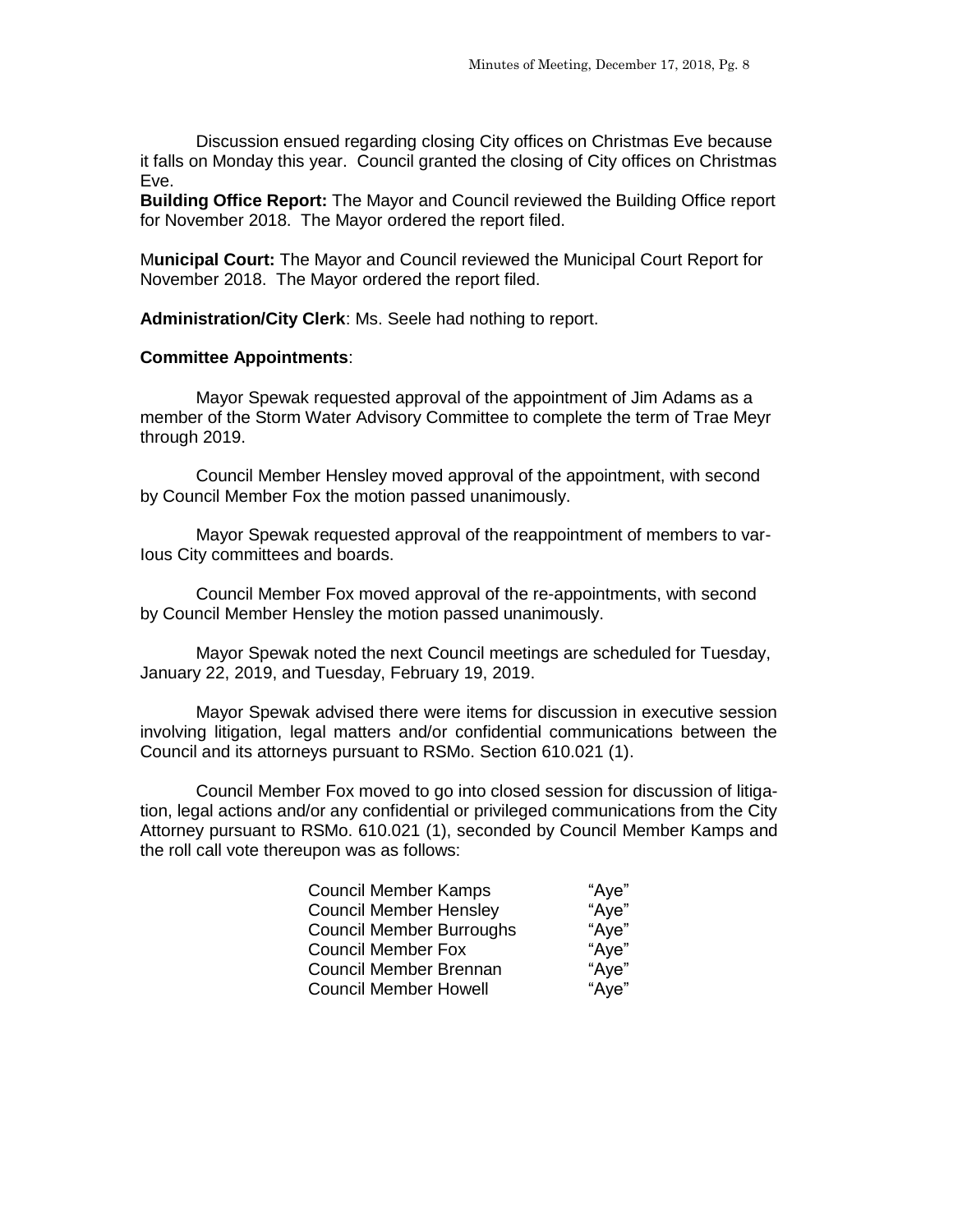Discussion ensued regarding closing City offices on Christmas Eve because it falls on Monday this year. Council granted the closing of City offices on Christmas Eve.

**Building Office Report:** The Mayor and Council reviewed the Building Office report for November 2018. The Mayor ordered the report filed.

M**unicipal Court:** The Mayor and Council reviewed the Municipal Court Report for November 2018. The Mayor ordered the report filed.

**Administration/City Clerk**: Ms. Seele had nothing to report.

**Committee Appointments**:

Mayor Spewak requested approval of the appointment of Jim Adams as a member of the Storm Water Advisory Committee to complete the term of Trae Meyr through 2019.

Council Member Hensley moved approval of the appointment, with second by Council Member Fox the motion passed unanimously.

Mayor Spewak requested approval of the reappointment of members to var-Ious City committees and boards.

Council Member Fox moved approval of the re-appointments, with second by Council Member Hensley the motion passed unanimously.

Mayor Spewak noted the next Council meetings are scheduled for Tuesday, January 22, 2019, and Tuesday, February 19, 2019.

Mayor Spewak advised there were items for discussion in executive session involving litigation, legal matters and/or confidential communications between the Council and its attorneys pursuant to RSMo. Section 610.021 (1).

Council Member Fox moved to go into closed session for discussion of litigation, legal actions and/or any confidential or privileged communications from the City Attorney pursuant to RSMo. 610.021 (1), seconded by Council Member Kamps and the roll call vote thereupon was as follows:

| | |
|---|---|
| Council Member Kamps | "Aye" |
| Council Member Hensley | "Aye" |
| Council Member Burroughs | "Aye" |
| Council Member Fox | "Aye" |
| Council Member Brennan | "Aye" |
| Council Member Howell | "Aye" |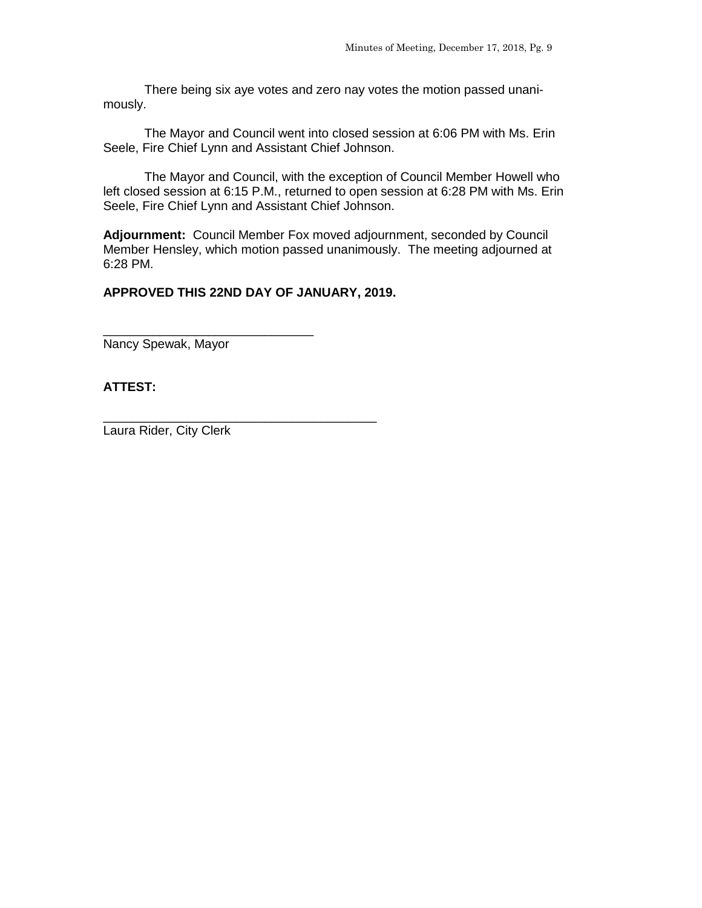There being six aye votes and zero nay votes the motion passed unanimously.

The Mayor and Council went into closed session at 6:06 PM with Ms. Erin Seele, Fire Chief Lynn and Assistant Chief Johnson.

The Mayor and Council, with the exception of Council Member Howell who left closed session at 6:15 P.M., returned to open session at 6:28 PM with Ms. Erin Seele, Fire Chief Lynn and Assistant Chief Johnson.

**Adjournment:** Council Member Fox moved adjournment, seconded by Council Member Hensley, which motion passed unanimously. The meeting adjourned at 6:28 PM.

**APPROVED THIS 22ND DAY OF JANUARY, 2019.**

______________________________
Nancy Spewak, Mayor

**ATTEST:**

_______________________________________
Laura Rider, City Clerk